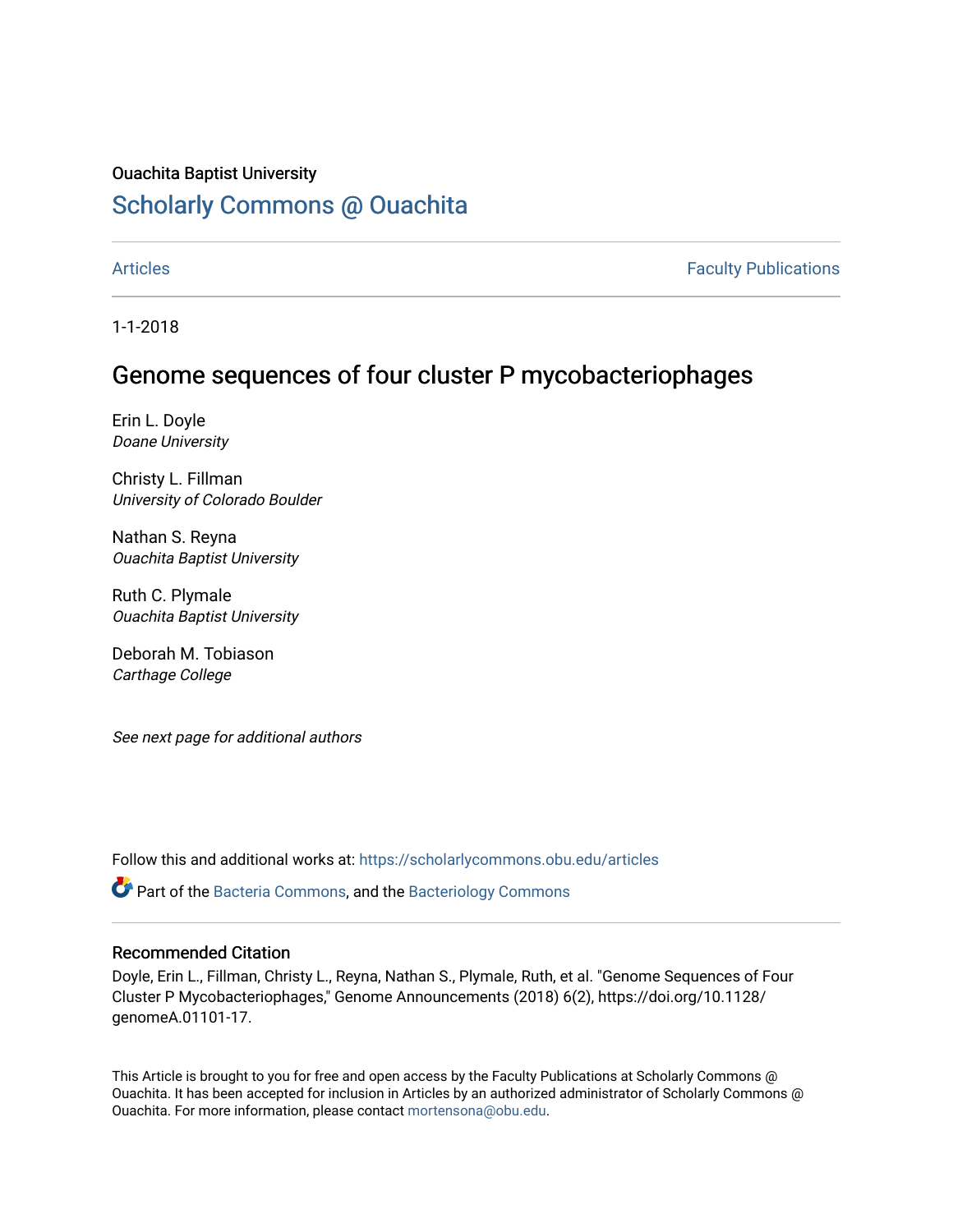Ouachita Baptist University

## Scholarly Commons @ Ouachita

Articles | Faculty Publications

1-1-2018

# Genome sequences of four cluster P mycobacteriophages

Erin L. Doyle
*Doane University*

Christy L. Fillman
*University of Colorado Boulder*

Nathan S. Reyna
*Ouachita Baptist University*

Ruth C. Plymale
*Ouachita Baptist University*

Deborah M. Tobiason
*Carthage College*

*See next page for additional authors*

Follow this and additional works at: https://scholarlycommons.obu.edu/articles

Part of the Bacteria Commons, and the Bacteriology Commons

### Recommended Citation

Doyle, Erin L., Fillman, Christy L., Reyna, Nathan S., Plymale, Ruth, et al. "Genome Sequences of Four Cluster P Mycobacteriophages," Genome Announcements (2018) 6(2), https://doi.org/10.1128/genomeA.01101-17.

This Article is brought to you for free and open access by the Faculty Publications at Scholarly Commons @ Ouachita. It has been accepted for inclusion in Articles by an authorized administrator of Scholarly Commons @ Ouachita. For more information, please contact mortensona@obu.edu.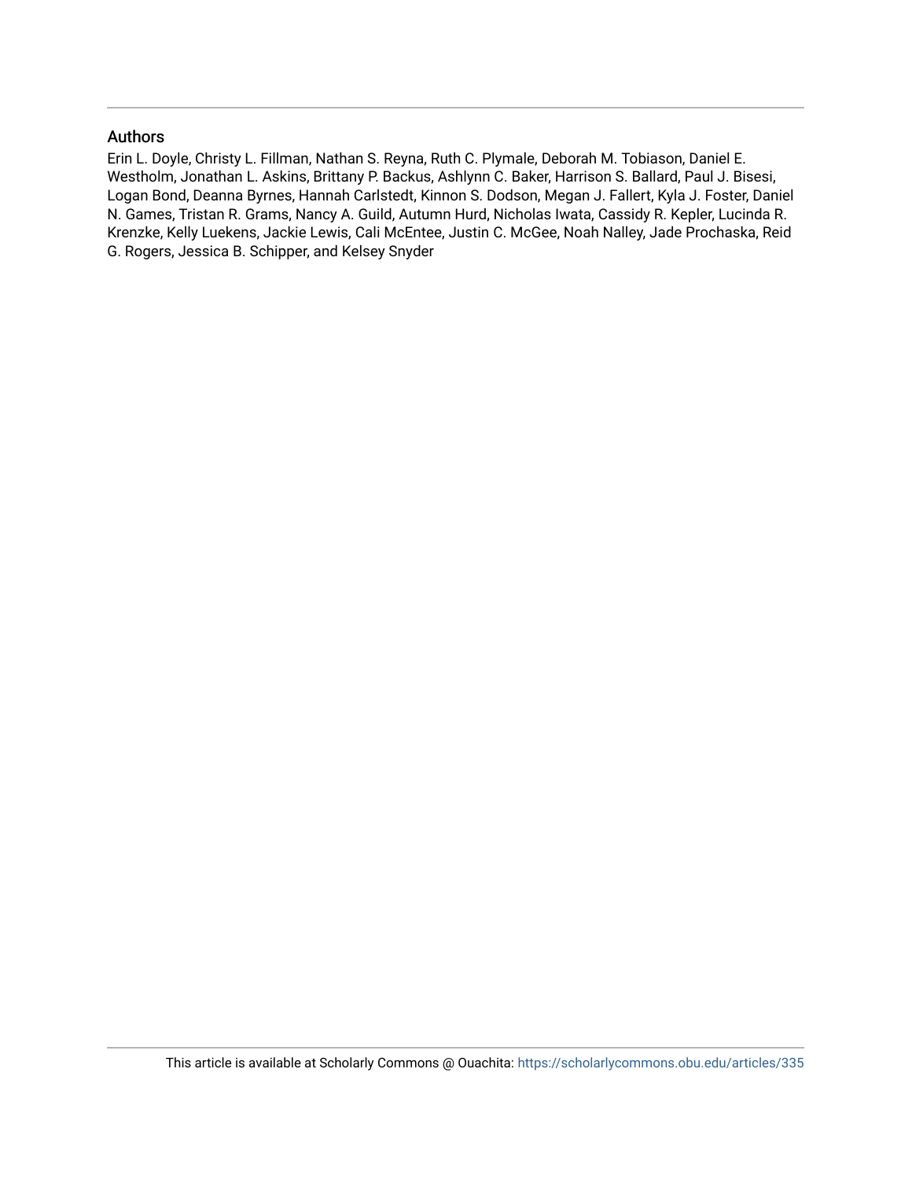## Authors

Erin L. Doyle, Christy L. Fillman, Nathan S. Reyna, Ruth C. Plymale, Deborah M. Tobiason, Daniel E. Westholm, Jonathan L. Askins, Brittany P. Backus, Ashlynn C. Baker, Harrison S. Ballard, Paul J. Bisesi, Logan Bond, Deanna Byrnes, Hannah Carlstedt, Kinnon S. Dodson, Megan J. Fallert, Kyla J. Foster, Daniel N. Games, Tristan R. Grams, Nancy A. Guild, Autumn Hurd, Nicholas Iwata, Cassidy R. Kepler, Lucinda R. Krenzke, Kelly Luekens, Jackie Lewis, Cali McEntee, Justin C. McGee, Noah Nalley, Jade Prochaska, Reid G. Rogers, Jessica B. Schipper, and Kelsey Snyder

This article is available at Scholarly Commons @ Ouachita: https://scholarlycommons.obu.edu/articles/335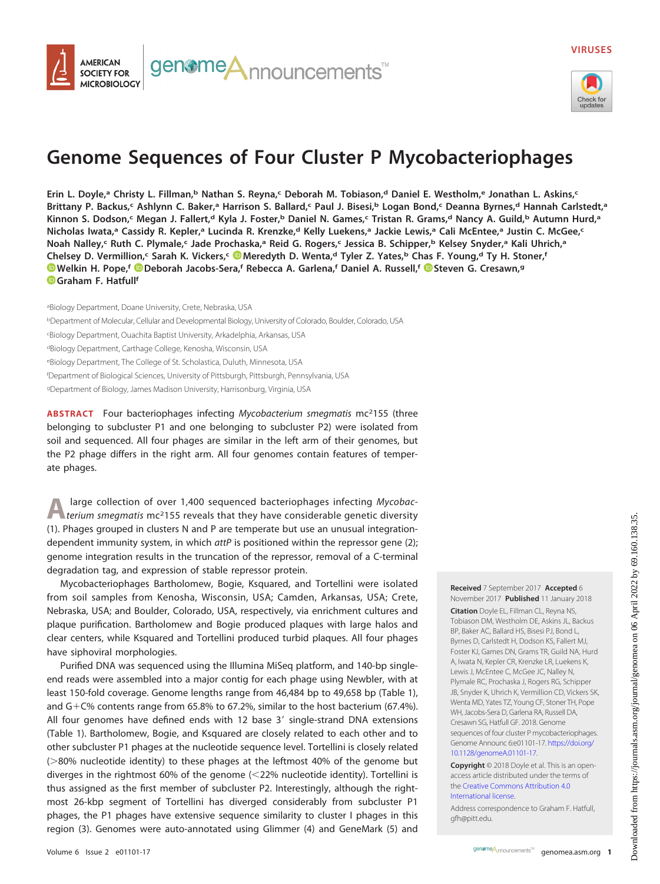# Genome Sequences of Four Cluster P Mycobacteriophages

Erin L. Doyle,[a] Christy L. Fillman,[b] Nathan S. Reyna,[c] Deborah M. Tobiason,[d] Daniel E. Westholm,[e] Jonathan L. Askins,[c] Brittany P. Backus,[c] Ashlynn C. Baker,[a] Harrison S. Ballard,[c] Paul J. Bisesi,[b] Logan Bond,[c] Deanna Byrnes,[d] Hannah Carlstedt,[a] Kinnon S. Dodson,[c] Megan J. Fallert,[d] Kyla J. Foster,[b] Daniel N. Games,[c] Tristan R. Grams,[d] Nancy A. Guild,[b] Autumn Hurd,[a] Nicholas Iwata,[a] Cassidy R. Kepler,[a] Lucinda R. Krenzke,[d] Kelly Luekens,[a] Jackie Lewis,[a] Cali McEntee,[a] Justin C. McGee,[c] Noah Nalley,[c] Ruth C. Plymale,[c] Jade Prochaska,[a] Reid G. Rogers,[c] Jessica B. Schipper,[b] Kelsey Snyder,[a] Kali Uhrich,[a] Chelsey D. Vermillion,[c] Sarah K. Vickers,[c] Meredyth D. Wenta,[d] Tyler Z. Yates,[b] Chas F. Young,[d] Ty H. Stoner,[f] Welkin H. Pope,[f] Deborah Jacobs-Sera,[f] Rebecca A. Garlena,[f] Daniel A. Russell,[f] Steven G. Cresawn,[g] Graham F. Hatfull[f]

[a]Biology Department, Doane University, Crete, Nebraska, USA
[b]Department of Molecular, Cellular and Developmental Biology, University of Colorado, Boulder, Colorado, USA
[c]Biology Department, Ouachita Baptist University, Arkadelphia, Arkansas, USA
[d]Biology Department, Carthage College, Kenosha, Wisconsin, USA
[e]Biology Department, The College of St. Scholastica, Duluth, Minnesota, USA
[f]Department of Biological Sciences, University of Pittsburgh, Pittsburgh, Pennsylvania, USA
[g]Department of Biology, James Madison University, Harrisonburg, Virginia, USA

**ABSTRACT** Four bacteriophages infecting *Mycobacterium smegmatis* mc²155 (three belonging to subcluster P1 and one belonging to subcluster P2) were isolated from soil and sequenced. All four phages are similar in the left arm of their genomes, but the P2 phage differs in the right arm. All four genomes contain features of temperate phages.

A large collection of over 1,400 sequenced bacteriophages infecting *Mycobacterium smegmatis* mc²155 reveals that they have considerable genetic diversity (1). Phages grouped in clusters N and P are temperate but use an unusual integration-dependent immunity system, in which *attP* is positioned within the repressor gene (2); genome integration results in the truncation of the repressor, removal of a C-terminal degradation tag, and expression of stable repressor protein.

Mycobacteriophages Bartholomew, Bogie, Ksquared, and Tortellini were isolated from soil samples from Kenosha, Wisconsin, USA; Camden, Arkansas, USA; Crete, Nebraska, USA; and Boulder, Colorado, USA, respectively, via enrichment cultures and plaque purification. Bartholomew and Bogie produced plaques with large halos and clear centers, while Ksquared and Tortellini produced turbid plaques. All four phages have siphoviral morphologies.

Purified DNA was sequenced using the Illumina MiSeq platform, and 140-bp single-end reads were assembled into a major contig for each phage using Newbler, with at least 150-fold coverage. Genome lengths range from 46,484 bp to 49,658 bp (Table 1), and G+C% contents range from 65.8% to 67.2%, similar to the host bacterium (67.4%). All four genomes have defined ends with 12 base 3′ single-strand DNA extensions (Table 1). Bartholomew, Bogie, and Ksquared are closely related to each other and to other subcluster P1 phages at the nucleotide sequence level. Tortellini is closely related (>80% nucleotide identity) to these phages at the leftmost 40% of the genome but diverges in the rightmost 60% of the genome (<22% nucleotide identity). Tortellini is thus assigned as the first member of subcluster P2. Interestingly, although the rightmost 26-kbp segment of Tortellini has diverged considerably from subcluster P1 phages, the P1 phages have extensive sequence similarity to cluster I phages in this region (3). Genomes were auto-annotated using Glimmer (4) and GeneMark (5) and

**Received** 7 September 2017 **Accepted** 6 November 2017 **Published** 11 January 2018

**Citation** Doyle EL, Fillman CL, Reyna NS, Tobiason DM, Westholm DE, Askins JL, Backus BP, Baker AC, Ballard HS, Bisesi PJ, Bond L, Byrnes D, Carlstedt H, Dodson KS, Fallert MJ, Foster KJ, Games DN, Grams TR, Guild NA, Hurd A, Iwata N, Kepler CR, Krenzke LR, Luekens K, Lewis J, McEntee C, McGee JC, Nalley N, Plymale RC, Prochaska J, Rogers RG, Schipper JB, Snyder K, Uhrich K, Vermillion CD, Vickers SK, Wenta MD, Yates TZ, Young CF, Stoner TH, Pope WH, Jacobs-Sera D, Garlena RA, Russell DA, Cresawn SG, Hatfull GF. 2018. Genome sequences of four cluster P mycobacteriophages. Genome Announc 6:e01101-17. https://doi.org/10.1128/genomeA.01101-17.

**Copyright** © 2018 Doyle et al. This is an open-access article distributed under the terms of the Creative Commons Attribution 4.0 International license.

Address correspondence to Graham F. Hatfull, gfh@pitt.edu.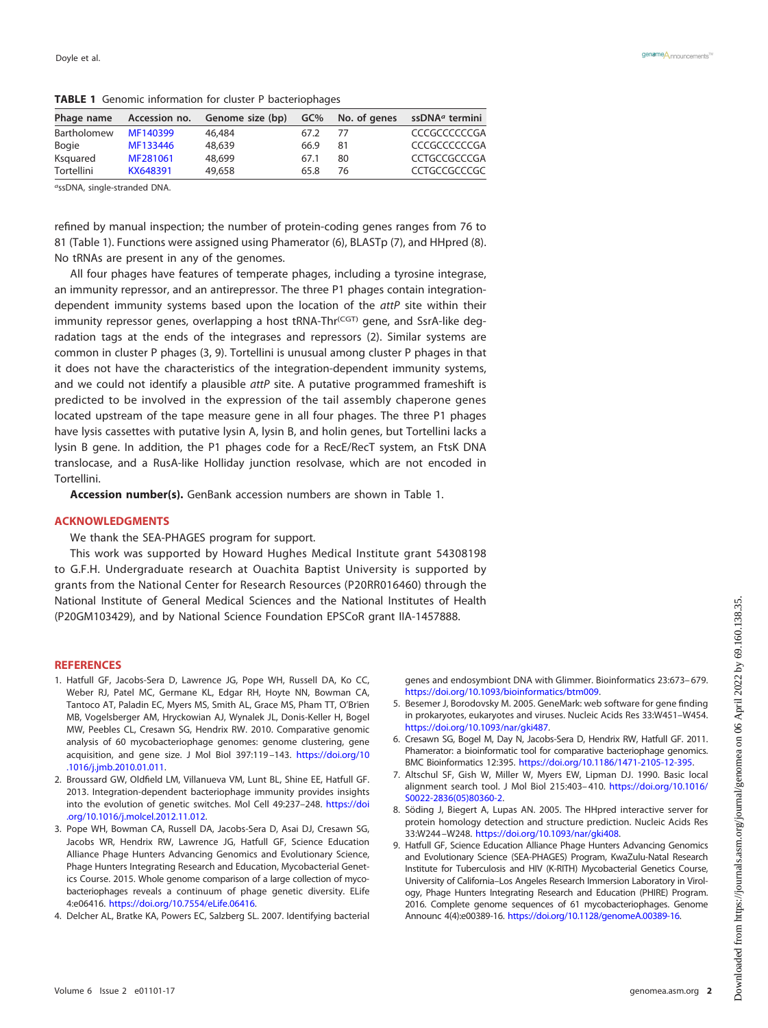**TABLE 1** Genomic information for cluster P bacteriophages

| Phage name | Accession no. | Genome size (bp) | GC% | No. of genes | ssDNA[a] termini |
|---|---|---|---|---|---|
| Bartholomew | MF140399 | 46,484 | 67.2 | 77 | CCCGCCCCCCGA |
| Bogie | MF133446 | 48,639 | 66.9 | 81 | CCCGCCCCCCGA |
| Ksquared | MF281061 | 48,699 | 67.1 | 80 | CCTGCCGCCCGA |
| Tortellini | KX648391 | 49,658 | 65.8 | 76 | CCTGCCGCCCGC |

[a]ssDNA, single-stranded DNA.

refined by manual inspection; the number of protein-coding genes ranges from 76 to 81 (Table 1). Functions were assigned using Phamerator (6), BLASTp (7), and HHpred (8). No tRNAs are present in any of the genomes.

All four phages have features of temperate phages, including a tyrosine integrase, an immunity repressor, and an antirepressor. The three P1 phages contain integration-dependent immunity systems based upon the location of the *attP* site within their immunity repressor genes, overlapping a host tRNA-Thr[(CGT)] gene, and SsrA-like degradation tags at the ends of the integrases and repressors (2). Similar systems are common in cluster P phages (3, 9). Tortellini is unusual among cluster P phages in that it does not have the characteristics of the integration-dependent immunity systems, and we could not identify a plausible *attP* site. A putative programmed frameshift is predicted to be involved in the expression of the tail assembly chaperone genes located upstream of the tape measure gene in all four phages. The three P1 phages have lysis cassettes with putative lysin A, lysin B, and holin genes, but Tortellini lacks a lysin B gene. In addition, the P1 phages code for a RecE/RecT system, an FtsK DNA translocase, and a RusA-like Holliday junction resolvase, which are not encoded in Tortellini.

**Accession number(s).** GenBank accession numbers are shown in Table 1.

## ACKNOWLEDGMENTS

We thank the SEA-PHAGES program for support.

This work was supported by Howard Hughes Medical Institute grant 54308198 to G.F.H. Undergraduate research at Ouachita Baptist University is supported by grants from the National Center for Research Resources (P20RR016460) through the National Institute of General Medical Sciences and the National Institutes of Health (P20GM103429), and by National Science Foundation EPSCoR grant IIA-1457888.

## REFERENCES

1. Hatfull GF, Jacobs-Sera D, Lawrence JG, Pope WH, Russell DA, Ko CC, Weber RJ, Patel MC, Germane KL, Edgar RH, Hoyte NN, Bowman CA, Tantoco AT, Paladin EC, Myers MS, Smith AL, Grace MS, Pham TT, O'Brien MB, Vogelsberger AM, Hryckowian AJ, Wynalek JL, Donis-Keller H, Bogel MW, Peebles CL, Cresawn SG, Hendrix RW. 2010. Comparative genomic analysis of 60 mycobacteriophage genomes: genome clustering, gene acquisition, and gene size. J Mol Biol 397:119–143. https://doi.org/10.1016/j.jmb.2010.01.011.
2. Broussard GW, Oldfield LM, Villanueva VM, Lunt BL, Shine EE, Hatfull GF. 2013. Integration-dependent bacteriophage immunity provides insights into the evolution of genetic switches. Mol Cell 49:237–248. https://doi.org/10.1016/j.molcel.2012.11.012.
3. Pope WH, Bowman CA, Russell DA, Jacobs-Sera D, Asai DJ, Cresawn SG, Jacobs WR, Hendrix RW, Lawrence JG, Hatfull GF, Science Education Alliance Phage Hunters Advancing Genomics and Evolutionary Science, Phage Hunters Integrating Research and Education, Mycobacterial Genetics Course. 2015. Whole genome comparison of a large collection of mycobacteriophages reveals a continuum of phage genetic diversity. ELife 4:e06416. https://doi.org/10.7554/eLife.06416.
4. Delcher AL, Bratke KA, Powers EC, Salzberg SL. 2007. Identifying bacterial genes and endosymbiont DNA with Glimmer. Bioinformatics 23:673–679. https://doi.org/10.1093/bioinformatics/btm009.
5. Besemer J, Borodovsky M. 2005. GeneMark: web software for gene finding in prokaryotes, eukaryotes and viruses. Nucleic Acids Res 33:W451–W454. https://doi.org/10.1093/nar/gki487.
6. Cresawn SG, Bogel M, Day N, Jacobs-Sera D, Hendrix RW, Hatfull GF. 2011. Phamerator: a bioinformatic tool for comparative bacteriophage genomics. BMC Bioinformatics 12:395. https://doi.org/10.1186/1471-2105-12-395.
7. Altschul SF, Gish W, Miller W, Myers EW, Lipman DJ. 1990. Basic local alignment search tool. J Mol Biol 215:403–410. https://doi.org/10.1016/S0022-2836(05)80360-2.
8. Söding J, Biegert A, Lupas AN. 2005. The HHpred interactive server for protein homology detection and structure prediction. Nucleic Acids Res 33:W244–W248. https://doi.org/10.1093/nar/gki408.
9. Hatfull GF, Science Education Alliance Phage Hunters Advancing Genomics and Evolutionary Science (SEA-PHAGES) Program, KwaZulu-Natal Research Institute for Tuberculosis and HIV (K-RITH) Mycobacterial Genetics Course, University of California–Los Angeles Research Immersion Laboratory in Virology, Phage Hunters Integrating Research and Education (PHIRE) Program. 2016. Complete genome sequences of 61 mycobacteriophages. Genome Announc 4(4):e00389-16. https://doi.org/10.1128/genomeA.00389-16.